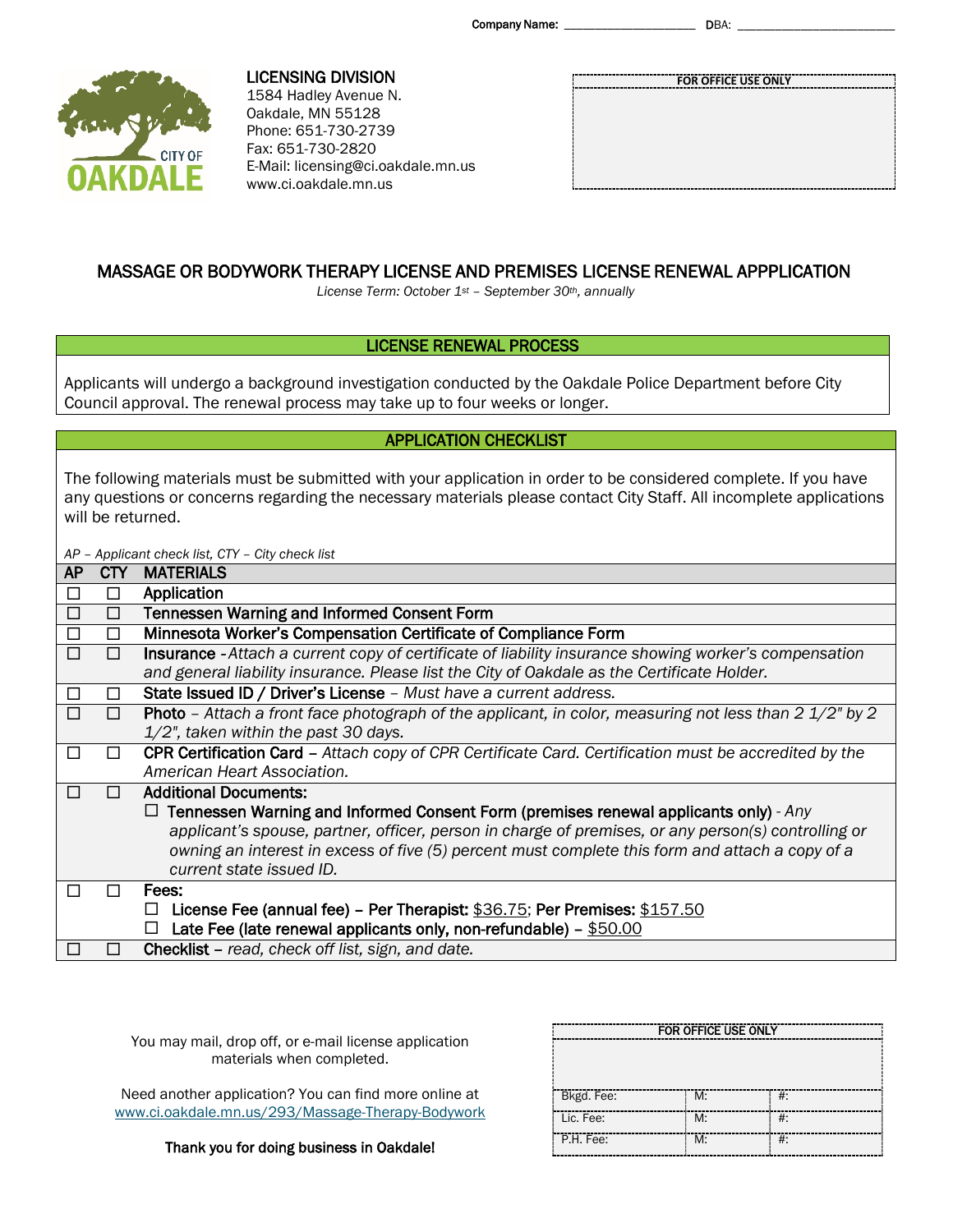Company Name: ____________________ DBA: ________________________

**LICENSING DIVISION**
1584 Hadley Avenue N.
Oakdale, MN 55128
Phone: 651-730-2739
Fax: 651-730-2820
E-Mail: licensing@ci.oakdale.mn.us
www.ci.oakdale.mn.us

| FOR OFFICE USE ONLY |
|---|
| |

# MASSAGE OR BODYWORK THERAPY LICENSE AND PREMISES LICENSE RENEWAL APPPLICATION

*License Term: October 1st – September 30th, annually*

## LICENSE RENEWAL PROCESS

Applicants will undergo a background investigation conducted by the Oakdale Police Department before City Council approval. The renewal process may take up to four weeks or longer.

## APPLICATION CHECKLIST

The following materials must be submitted with your application in order to be considered complete. If you have any questions or concerns regarding the necessary materials please contact City Staff. All incomplete applications will be returned.

*AP – Applicant check list, CTY – City check list*

| AP | CTY | MATERIALS |
|---|---|---|
| ☐ | ☐ | **Application** |
| ☐ | ☐ | **Tennessen Warning and Informed Consent Form** |
| ☐ | ☐ | **Minnesota Worker's Compensation Certificate of Compliance Form** |
| ☐ | ☐ | **Insurance** -*Attach a current copy of certificate of liability insurance showing worker's compensation and general liability insurance. Please list the City of Oakdale as the Certificate Holder.* |
| ☐ | ☐ | **State Issued ID / Driver's License** – *Must have a current address.* |
| ☐ | ☐ | **Photo** – *Attach a front face photograph of the applicant, in color, measuring not less than 2 1/2" by 2 1/2", taken within the past 30 days.* |
| ☐ | ☐ | **CPR Certification Card** – *Attach copy of CPR Certificate Card. Certification must be accredited by the American Heart Association.* |
| ☐ | ☐ | **Additional Documents:** ☐ **Tennessen Warning and Informed Consent Form (premises renewal applicants only)** - *Any applicant's spouse, partner, officer, person in charge of premises, or any person(s) controlling or owning an interest in excess of five (5) percent must complete this form and attach a copy of a current state issued ID.* |
| ☐ | ☐ | **Fees:** ☐ **License Fee (annual fee) – Per Therapist:** $36.75; **Per Premises:** $157.50 ☐ **Late Fee (late renewal applicants only, non-refundable) –** $50.00 |
| ☐ | ☐ | **Checklist** – *read, check off list, sign, and date.* |

You may mail, drop off, or e-mail license application materials when completed.

Need another application? You can find more online at www.ci.oakdale.mn.us/293/Massage-Therapy-Bodywork

**Thank you for doing business in Oakdale!**

| FOR OFFICE USE ONLY | | |
|---|---|---|
| | | |
| Bkgd. Fee: | M: | #: |
| Lic. Fee: | M: | #: |
| P.H. Fee: | M: | #: |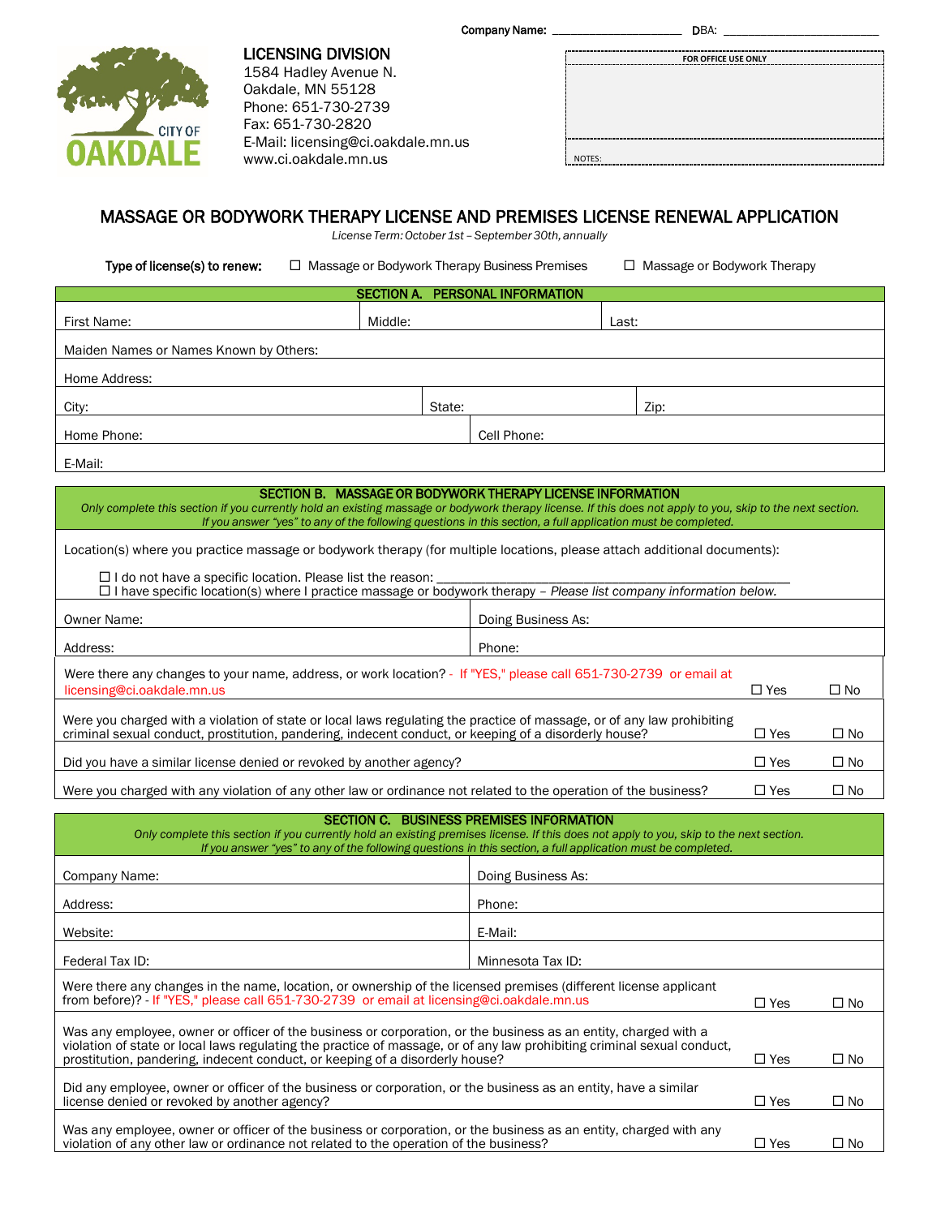Company Name: ____________________ DBA: ________________________

**LICENSING DIVISION**
1584 Hadley Avenue N.
Oakdale, MN 55128
Phone: 651-730-2739
Fax: 651-730-2820
E-Mail: licensing@ci.oakdale.mn.us
www.ci.oakdale.mn.us

| FOR OFFICE USE ONLY |
|---|
| |
| NOTES: |

# MASSAGE OR BODYWORK THERAPY LICENSE AND PREMISES LICENSE RENEWAL APPLICATION

*License Term: October 1st – September 30th, annually*

**Type of license(s) to renew:** ☐ Massage or Bodywork Therapy Business Premises ☐ Massage or Bodywork Therapy

## SECTION A. PERSONAL INFORMATION

| | | |
|---|---|---|
| First Name: | Middle: | Last: |
| Maiden Names or Names Known by Others: | | |
| Home Address: | | |
| City: | State: | Zip: |
| Home Phone: | Cell Phone: | |
| E-Mail: | | |

## SECTION B. MASSAGE OR BODYWORK THERAPY LICENSE INFORMATION

*Only complete this section if you currently hold an existing massage or bodywork therapy license. If this does not apply to you, skip to the next section. If you answer "yes" to any of the following questions in this section, a full application must be completed.*

Location(s) where you practice massage or bodywork therapy (for multiple locations, please attach additional documents):

☐ I do not have a specific location. Please list the reason: ____________________________________________
☐ I have specific location(s) where I practice massage or bodywork therapy – *Please list company information below.*

| | |
|---|---|
| Owner Name: | Doing Business As: |
| Address: | Phone: |

| | | |
|---|---|---|
| Were there any changes to your name, address, or work location? - If "YES," please call 651-730-2739 or email at licensing@ci.oakdale.mn.us | ☐ Yes | ☐ No |
| Were you charged with a violation of state or local laws regulating the practice of massage, or of any law prohibiting criminal sexual conduct, prostitution, pandering, indecent conduct, or keeping of a disorderly house? | ☐ Yes | ☐ No |
| Did you have a similar license denied or revoked by another agency? | ☐ Yes | ☐ No |
| Were you charged with any violation of any other law or ordinance not related to the operation of the business? | ☐ Yes | ☐ No |

## SECTION C. BUSINESS PREMISES INFORMATION

*Only complete this section if you currently hold an existing premises license. If this does not apply to you, skip to the next section. If you answer "yes" to any of the following questions in this section, a full application must be completed.*

| | |
|---|---|
| Company Name: | Doing Business As: |
| Address: | Phone: |
| Website: | E-Mail: |
| Federal Tax ID: | Minnesota Tax ID: |

| | | |
|---|---|---|
| Were there any changes in the name, location, or ownership of the licensed premises (different license applicant from before)? - If "YES," please call 651-730-2739 or email at licensing@ci.oakdale.mn.us | ☐ Yes | ☐ No |
| Was any employee, owner or officer of the business or corporation, or the business as an entity, charged with a violation of state or local laws regulating the practice of massage, or of any law prohibiting criminal sexual conduct, prostitution, pandering, indecent conduct, or keeping of a disorderly house? | ☐ Yes | ☐ No |
| Did any employee, owner or officer of the business or corporation, or the business as an entity, have a similar license denied or revoked by another agency? | ☐ Yes | ☐ No |
| Was any employee, owner or officer of the business or corporation, or the business as an entity, charged with any violation of any other law or ordinance not related to the operation of the business? | ☐ Yes | ☐ No |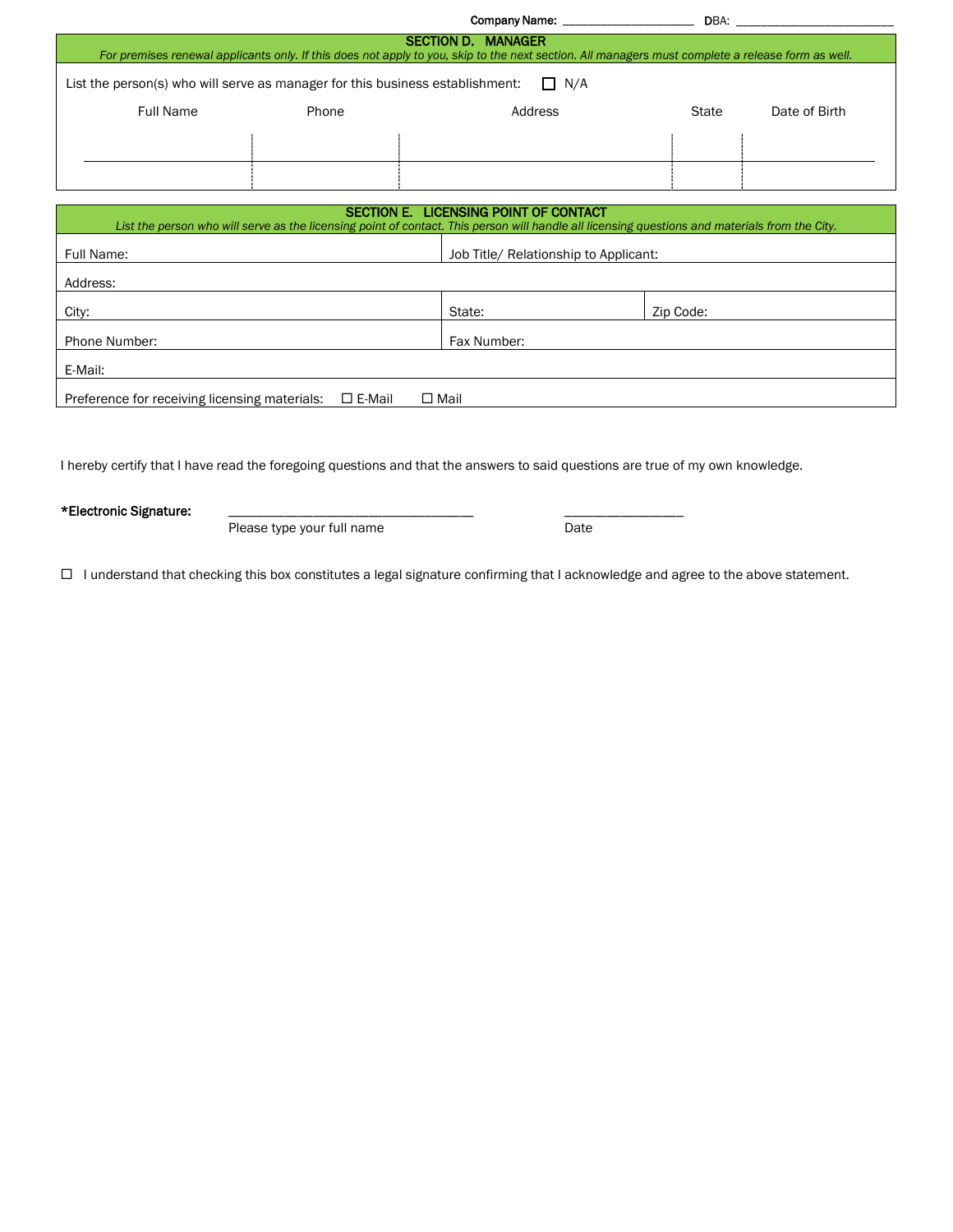Company Name: ____________________ DBA: ________________________

## SECTION D. MANAGER

*For premises renewal applicants only. If this does not apply to you, skip to the next section. All managers must complete a release form as well.*

List the person(s) who will serve as manager for this business establishment: ☐ N/A

| Full Name | Phone | Address | State | Date of Birth |
|---|---|---|---|---|
| | | | | |
| | | | | |

## SECTION E. LICENSING POINT OF CONTACT

*List the person who will serve as the licensing point of contact. This person will handle all licensing questions and materials from the City.*

| | | |
|---|---|---|
| Full Name: | Job Title/ Relationship to Applicant: | |
| Address: | | |
| City: | State: | Zip Code: |
| Phone Number: | Fax Number: | |
| E-Mail: | | |
| Preference for receiving licensing materials: ☐ E-Mail ☐ Mail | | |

I hereby certify that I have read the foregoing questions and that the answers to said questions are true of my own knowledge.

**\*Electronic Signature:** ________________________________ ________________

Please type your full name Date

☐ I understand that checking this box constitutes a legal signature confirming that I acknowledge and agree to the above statement.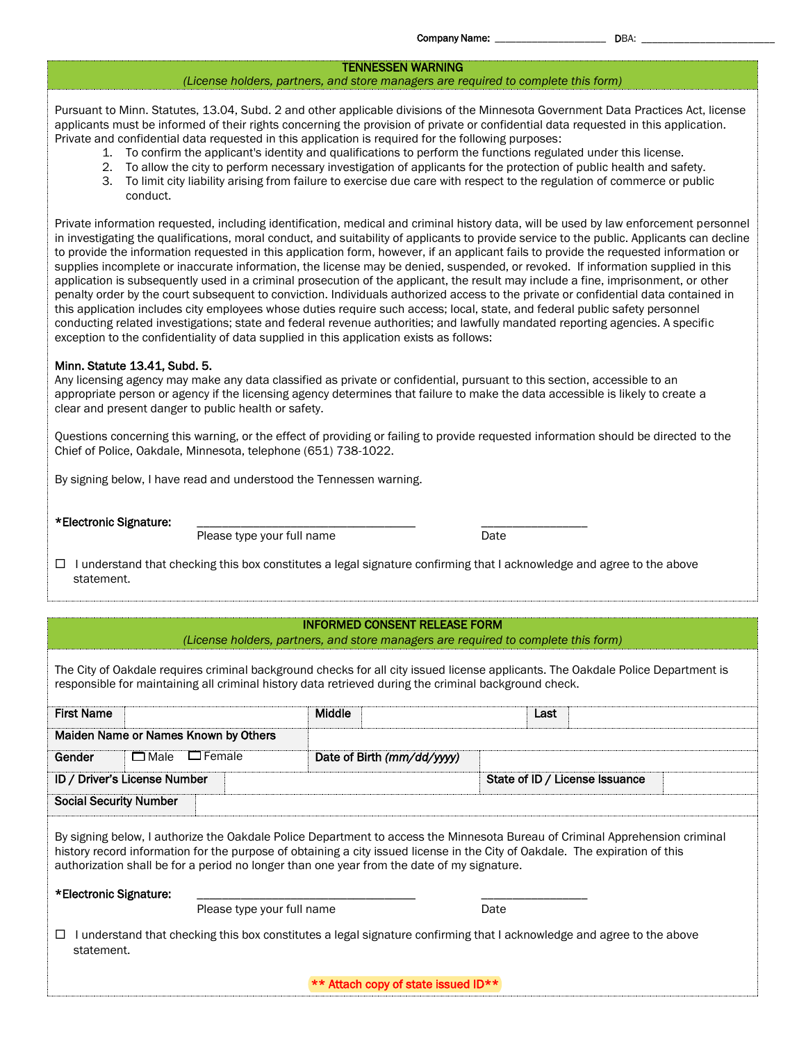Company Name: ____________________ DBA: ________________________

## TENNESSEN WARNING

*(License holders, partners, and store managers are required to complete this form)*

Pursuant to Minn. Statutes, 13.04, Subd. 2 and other applicable divisions of the Minnesota Government Data Practices Act, license applicants must be informed of their rights concerning the provision of private or confidential data requested in this application. Private and confidential data requested in this application is required for the following purposes:

1. To confirm the applicant's identity and qualifications to perform the functions regulated under this license.
2. To allow the city to perform necessary investigation of applicants for the protection of public health and safety.
3. To limit city liability arising from failure to exercise due care with respect to the regulation of commerce or public conduct.

Private information requested, including identification, medical and criminal history data, will be used by law enforcement personnel in investigating the qualifications, moral conduct, and suitability of applicants to provide service to the public. Applicants can decline to provide the information requested in this application form, however, if an applicant fails to provide the requested information or supplies incomplete or inaccurate information, the license may be denied, suspended, or revoked. If information supplied in this application is subsequently used in a criminal prosecution of the applicant, the result may include a fine, imprisonment, or other penalty order by the court subsequent to conviction. Individuals authorized access to the private or confidential data contained in this application includes city employees whose duties require such access; local, state, and federal public safety personnel conducting related investigations; state and federal revenue authorities; and lawfully mandated reporting agencies. A specific exception to the confidentiality of data supplied in this application exists as follows:

**Minn. Statute 13.41, Subd. 5.**
Any licensing agency may make any data classified as private or confidential, pursuant to this section, accessible to an appropriate person or agency if the licensing agency determines that failure to make the data accessible is likely to create a clear and present danger to public health or safety.

Questions concerning this warning, or the effect of providing or failing to provide requested information should be directed to the Chief of Police, Oakdale, Minnesota, telephone (651) 738-1022.

By signing below, I have read and understood the Tennessen warning.

**\*Electronic Signature:** ___________________________________ _________________
Please type your full name Date

☐ I understand that checking this box constitutes a legal signature confirming that I acknowledge and agree to the above statement.

## INFORMED CONSENT RELEASE FORM

*(License holders, partners, and store managers are required to complete this form)*

The City of Oakdale requires criminal background checks for all city issued license applicants. The Oakdale Police Department is responsible for maintaining all criminal history data retrieved during the criminal background check.

| First Name | | Middle | | Last | |
|---|---|---|---|---|---|
| Maiden Name or Names Known by Others | | | | | |
| Gender | ☐ Male ☐ Female | Date of Birth *(mm/dd/yyyy)* | | | |
| ID / Driver's License Number | | | State of ID / License Issuance | | |
| Social Security Number | | | | | |

By signing below, I authorize the Oakdale Police Department to access the Minnesota Bureau of Criminal Apprehension criminal history record information for the purpose of obtaining a city issued license in the City of Oakdale. The expiration of this authorization shall be for a period no longer than one year from the date of my signature.

**\*Electronic Signature:** ___________________________________ _________________
Please type your full name Date

☐ I understand that checking this box constitutes a legal signature confirming that I acknowledge and agree to the above statement.

**\*\* Attach copy of state issued ID\*\***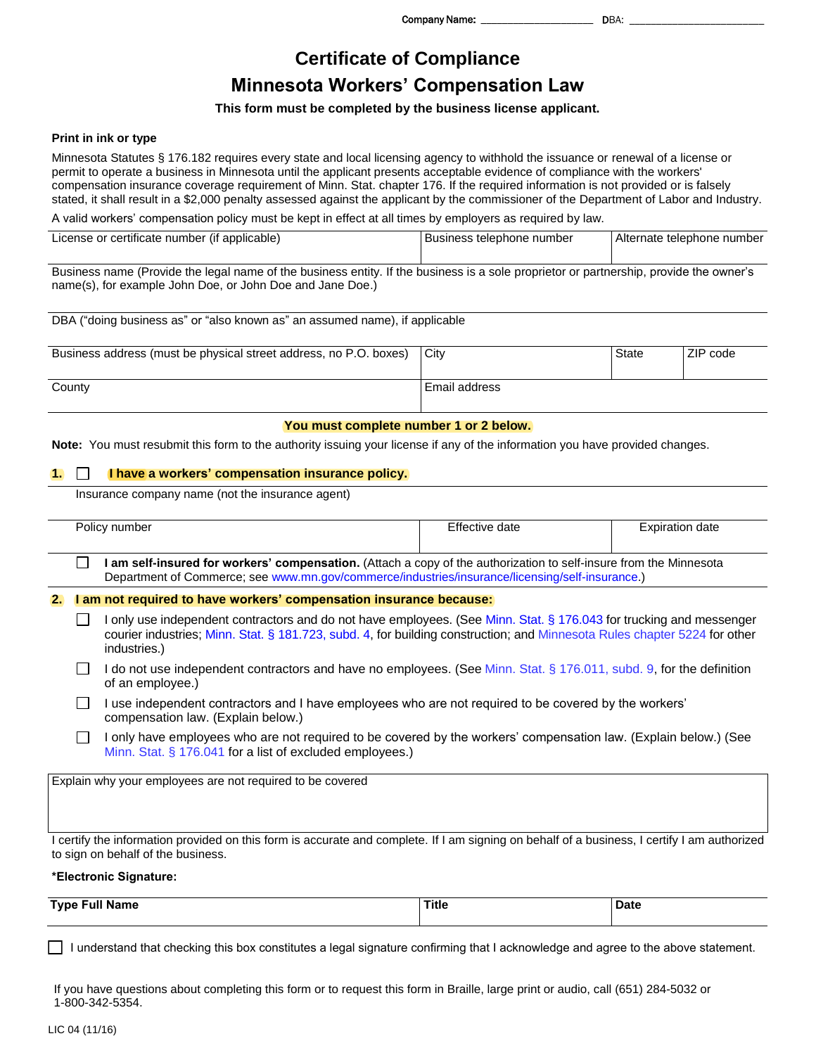Company Name: ____________________ DBA: ________________________

# Certificate of Compliance

# Minnesota Workers' Compensation Law

**This form must be completed by the business license applicant.**

**Print in ink or type**

Minnesota Statutes § 176.182 requires every state and local licensing agency to withhold the issuance or renewal of a license or permit to operate a business in Minnesota until the applicant presents acceptable evidence of compliance with the workers' compensation insurance coverage requirement of Minn. Stat. chapter 176. If the required information is not provided or is falsely stated, it shall result in a $2,000 penalty assessed against the applicant by the commissioner of the Department of Labor and Industry.

A valid workers' compensation policy must be kept in effect at all times by employers as required by law.

| | | | |
|---|---|---|---|
| License or certificate number (if applicable) | Business telephone number | Alternate telephone number | |
| Business name (Provide the legal name of the business entity. If the business is a sole proprietor or partnership, provide the owner's name(s), for example John Doe, or John Doe and Jane Doe.) | | | |
| DBA ("doing business as" or "also known as" an assumed name), if applicable | | | |
| Business address (must be physical street address, no P.O. boxes) | City | State | ZIP code |
| County | Email address | | |

**You must complete number 1 or 2 below.**

**Note:** You must resubmit this form to the authority issuing your license if any of the information you have provided changes.

**1.** ☐ **I have a workers' compensation insurance policy.**

| | | |
|---|---|---|
| Insurance company name (not the insurance agent) | | |
| Policy number | Effective date | Expiration date |

☐ **I am self-insured for workers' compensation.** (Attach a copy of the authorization to self-insure from the Minnesota Department of Commerce; see www.mn.gov/commerce/industries/insurance/licensing/self-insurance.)

**2. I am not required to have workers' compensation insurance because:**

☐ I only use independent contractors and do not have employees. (See Minn. Stat. § 176.043 for trucking and messenger courier industries; Minn. Stat. § 181.723, subd. 4, for building construction; and Minnesota Rules chapter 5224 for other industries.)

☐ I do not use independent contractors and have no employees. (See Minn. Stat. § 176.011, subd. 9, for the definition of an employee.)

☐ I use independent contractors and I have employees who are not required to be covered by the workers' compensation law. (Explain below.)

☐ I only have employees who are not required to be covered by the workers' compensation law. (Explain below.) (See Minn. Stat. § 176.041 for a list of excluded employees.)

| |
|---|
| Explain why your employees are not required to be covered |

I certify the information provided on this form is accurate and complete. If I am signing on behalf of a business, I certify I am authorized to sign on behalf of the business.

**\*Electronic Signature:**

| **Type Full Name** | **Title** | **Date** |
|---|---|---|
| | | |

☐ I understand that checking this box constitutes a legal signature confirming that I acknowledge and agree to the above statement.

If you have questions about completing this form or to request this form in Braille, large print or audio, call (651) 284-5032 or 1-800-342-5354.

LIC 04 (11/16)